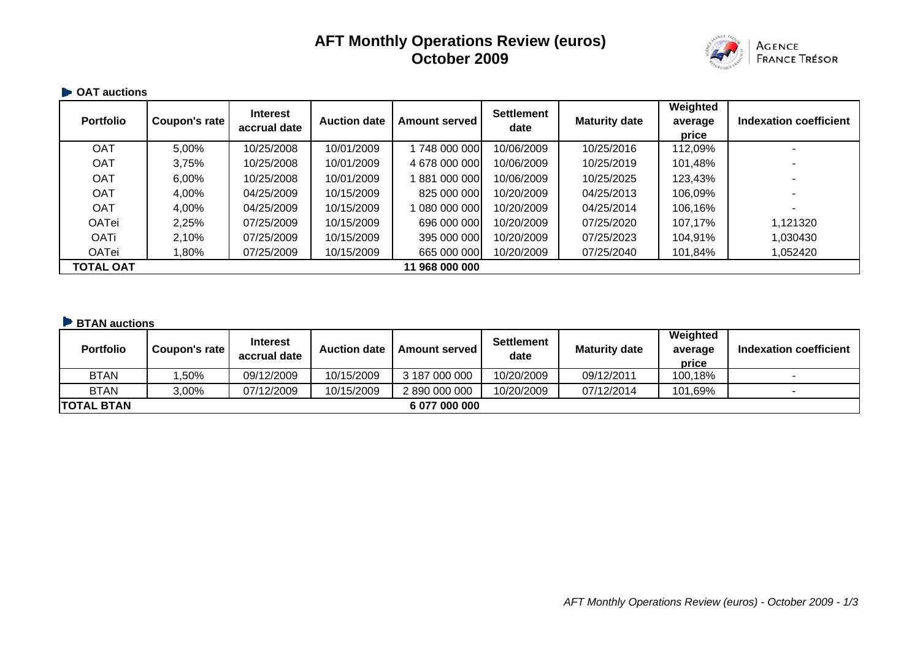# AFT Monthly Operations Review (euros)
# October 2009

AGENCE FRANCE TRÉSOR

## OAT auctions

| Portfolio | Coupon's rate | Interest accrual date | Auction date | Amount served | Settlement date | Maturity date | Weighted average price | Indexation coefficient |
|---|---|---|---|---|---|---|---|---|
| OAT | 5,00% | 10/25/2008 | 10/01/2009 | 1 748 000 000 | 10/06/2009 | 10/25/2016 | 112,09% | - |
| OAT | 3,75% | 10/25/2008 | 10/01/2009 | 4 678 000 000 | 10/06/2009 | 10/25/2019 | 101,48% | - |
| OAT | 6,00% | 10/25/2008 | 10/01/2009 | 1 881 000 000 | 10/06/2009 | 10/25/2025 | 123,43% | - |
| OAT | 4,00% | 04/25/2009 | 10/15/2009 | 825 000 000 | 10/20/2009 | 04/25/2013 | 106,09% | - |
| OAT | 4,00% | 04/25/2009 | 10/15/2009 | 1 080 000 000 | 10/20/2009 | 04/25/2014 | 106,16% | - |
| OATei | 2,25% | 07/25/2009 | 10/15/2009 | 696 000 000 | 10/20/2009 | 07/25/2020 | 107,17% | 1,121320 |
| OATi | 2,10% | 07/25/2009 | 10/15/2009 | 395 000 000 | 10/20/2009 | 07/25/2023 | 104,91% | 1,030430 |
| OATei | 1,80% | 07/25/2009 | 10/15/2009 | 665 000 000 | 10/20/2009 | 07/25/2040 | 101,84% | 1,052420 |
| **TOTAL OAT** | | | | **11 968 000 000** | | | | |

## BTAN auctions

| Portfolio | Coupon's rate | Interest accrual date | Auction date | Amount served | Settlement date | Maturity date | Weighted average price | Indexation coefficient |
|---|---|---|---|---|---|---|---|---|
| BTAN | 1,50% | 09/12/2009 | 10/15/2009 | 3 187 000 000 | 10/20/2009 | 09/12/2011 | 100,18% | - |
| BTAN | 3,00% | 07/12/2009 | 10/15/2009 | 2 890 000 000 | 10/20/2009 | 07/12/2014 | 101,69% | - |
| **TOTAL BTAN** | | | | **6 077 000 000** | | | | |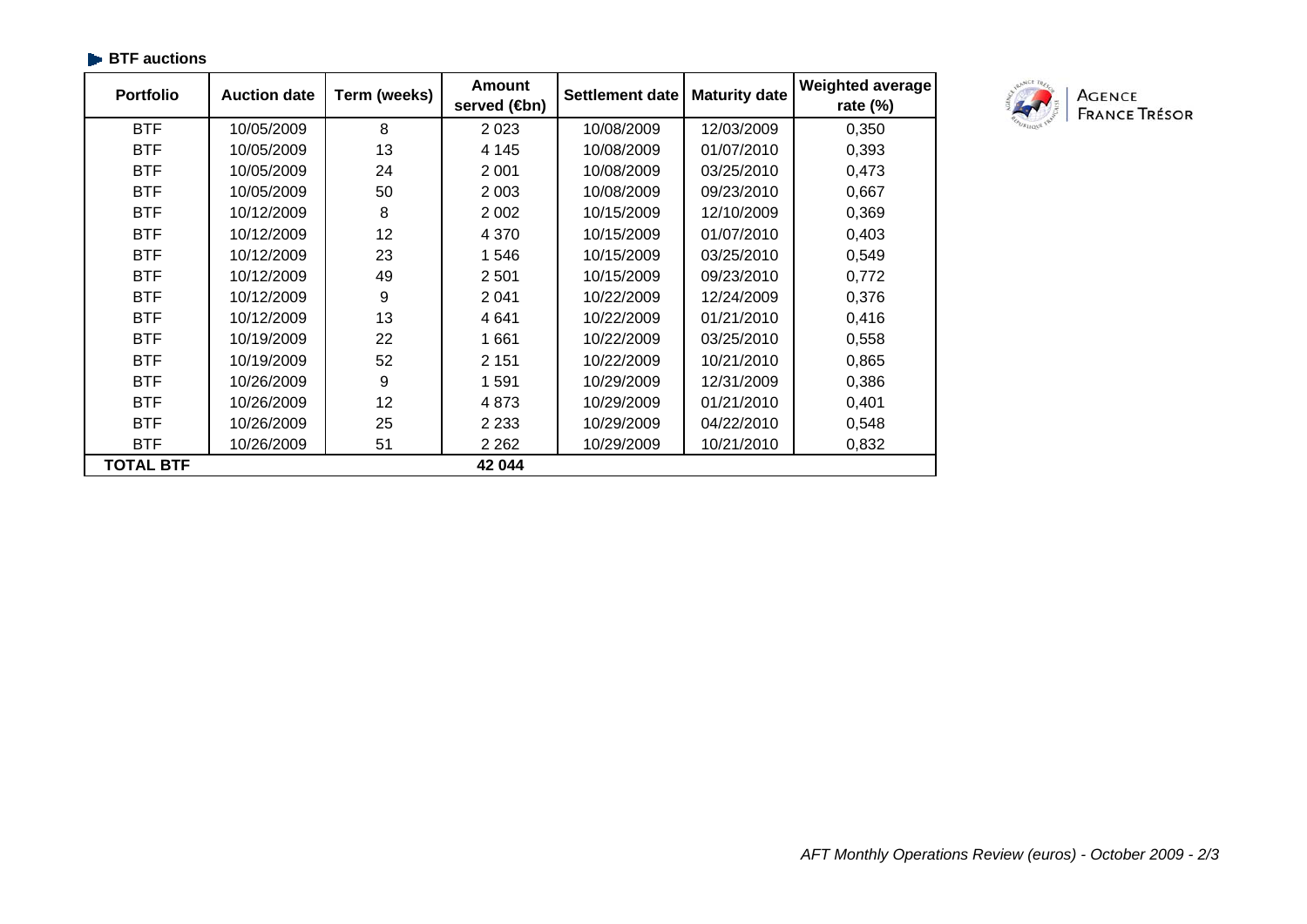## BTF auctions

| Portfolio | Auction date | Term (weeks) | Amount served (€bn) | Settlement date | Maturity date | Weighted average rate (%) |
|---|---|---|---|---|---|---|
| BTF | 10/05/2009 | 8 | 2 023 | 10/08/2009 | 12/03/2009 | 0,350 |
| BTF | 10/05/2009 | 13 | 4 145 | 10/08/2009 | 01/07/2010 | 0,393 |
| BTF | 10/05/2009 | 24 | 2 001 | 10/08/2009 | 03/25/2010 | 0,473 |
| BTF | 10/05/2009 | 50 | 2 003 | 10/08/2009 | 09/23/2010 | 0,667 |
| BTF | 10/12/2009 | 8 | 2 002 | 10/15/2009 | 12/10/2009 | 0,369 |
| BTF | 10/12/2009 | 12 | 4 370 | 10/15/2009 | 01/07/2010 | 0,403 |
| BTF | 10/12/2009 | 23 | 1 546 | 10/15/2009 | 03/25/2010 | 0,549 |
| BTF | 10/12/2009 | 49 | 2 501 | 10/15/2009 | 09/23/2010 | 0,772 |
| BTF | 10/12/2009 | 9 | 2 041 | 10/22/2009 | 12/24/2009 | 0,376 |
| BTF | 10/12/2009 | 13 | 4 641 | 10/22/2009 | 01/21/2010 | 0,416 |
| BTF | 10/19/2009 | 22 | 1 661 | 10/22/2009 | 03/25/2010 | 0,558 |
| BTF | 10/19/2009 | 52 | 2 151 | 10/22/2009 | 10/21/2010 | 0,865 |
| BTF | 10/26/2009 | 9 | 1 591 | 10/29/2009 | 12/31/2009 | 0,386 |
| BTF | 10/26/2009 | 12 | 4 873 | 10/29/2009 | 01/21/2010 | 0,401 |
| BTF | 10/26/2009 | 25 | 2 233 | 10/29/2009 | 04/22/2010 | 0,548 |
| BTF | 10/26/2009 | 51 | 2 262 | 10/29/2009 | 10/21/2010 | 0,832 |
| **TOTAL BTF** | | | **42 044** | | | |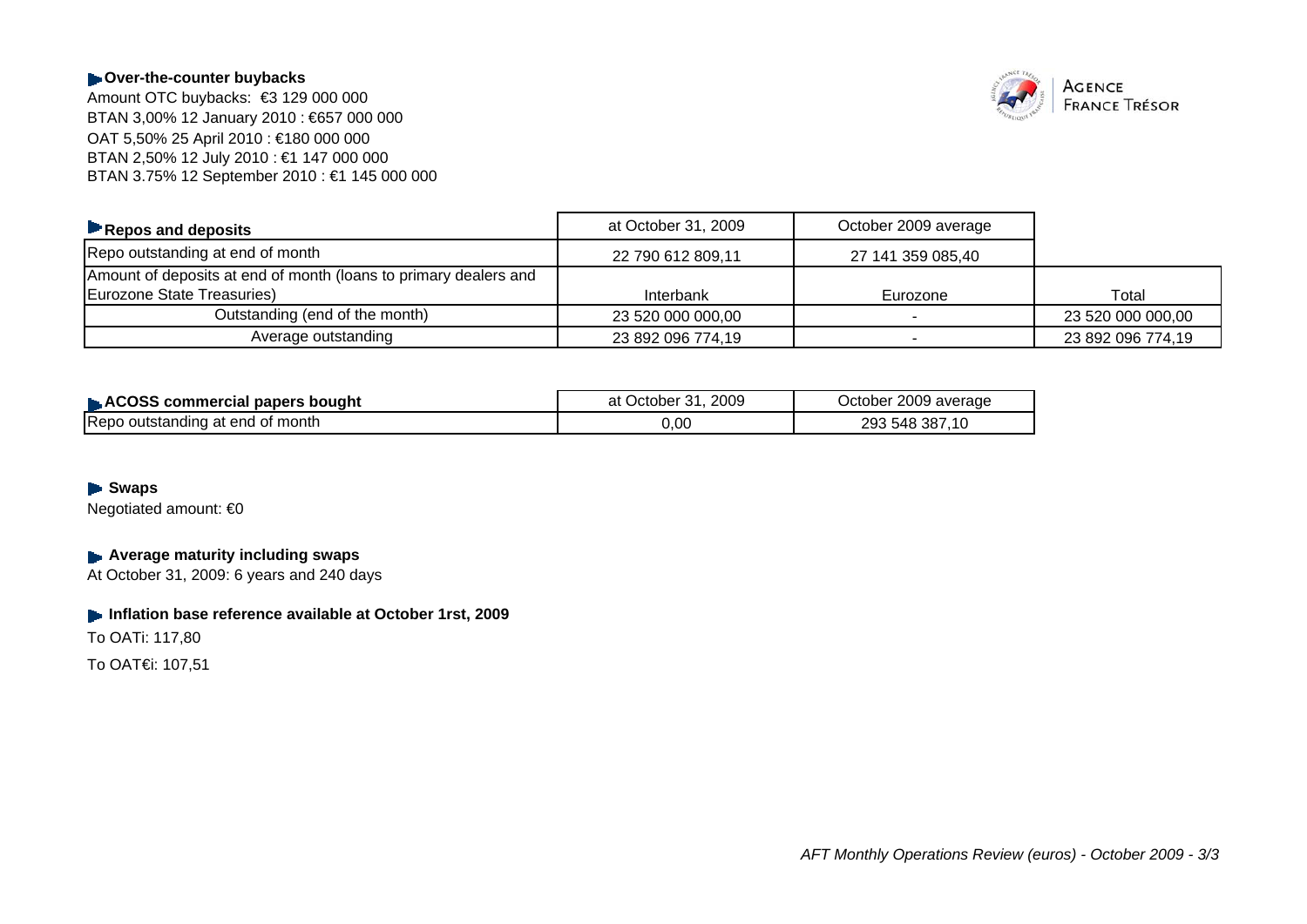### Over-the-counter buybacks

Amount OTC buybacks: €3 129 000 000
BTAN 3,00% 12 January 2010 : €657 000 000
OAT 5,50% 25 April 2010 : €180 000 000
BTAN 2,50% 12 July 2010 : €1 147 000 000
BTAN 3.75% 12 September 2010 : €1 145 000 000

| Repos and deposits | at October 31, 2009 | October 2009 average | |
|---|---|---|---|
| Repo outstanding at end of month | 22 790 612 809,11 | 27 141 359 085,40 | |
| Amount of deposits at end of month (loans to primary dealers and Eurozone State Treasuries) | Interbank | Eurozone | Total |
| Outstanding (end of the month) | 23 520 000 000,00 | - | 23 520 000 000,00 |
| Average outstanding | 23 892 096 774,19 | - | 23 892 096 774,19 |

| ACOSS commercial papers bought | at October 31, 2009 | October 2009 average |
|---|---|---|
| Repo outstanding at end of month | 0,00 | 293 548 387,10 |

### Swaps

Negotiated amount: €0

### Average maturity including swaps

At October 31, 2009: 6 years and 240 days

### Inflation base reference available at October 1rst, 2009

To OATi: 117,80

To OAT€i: 107,51